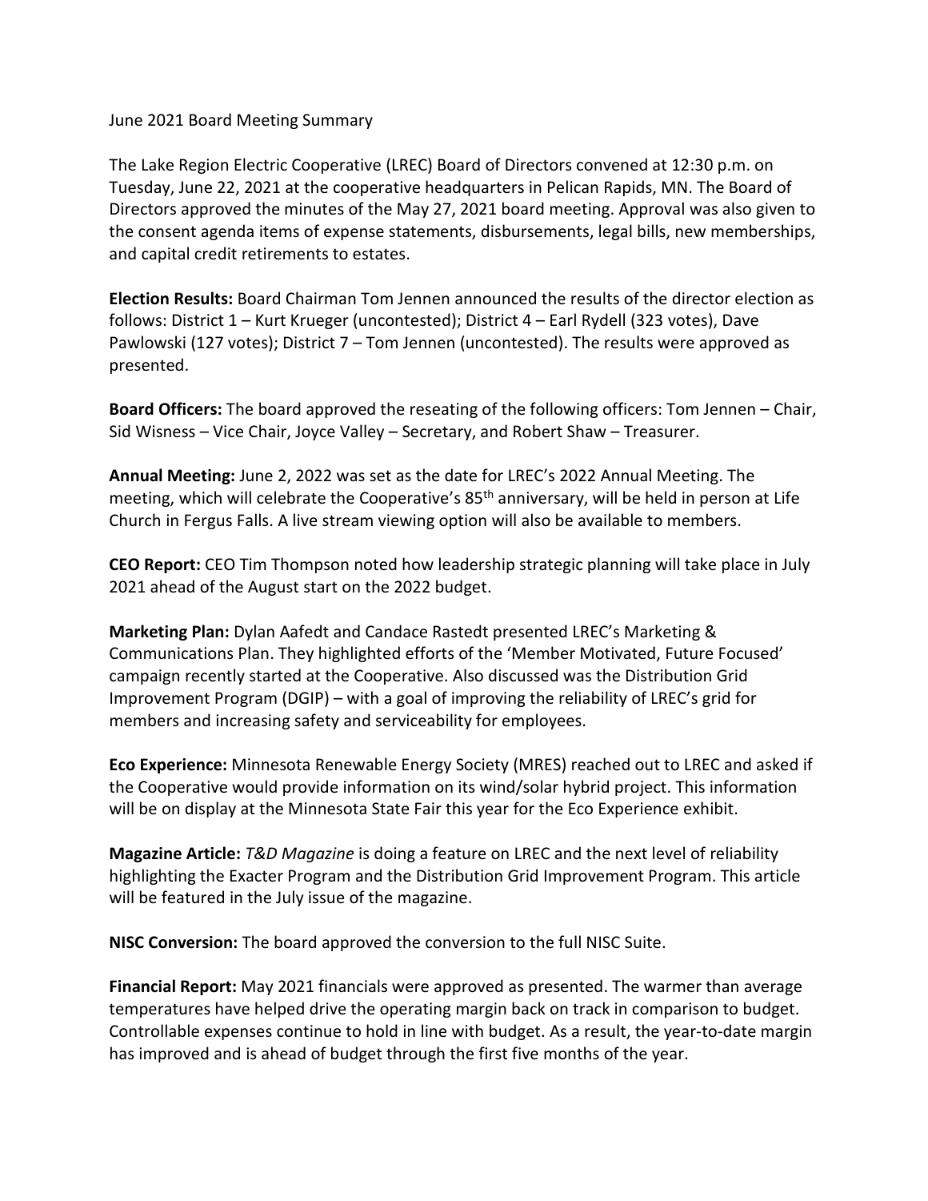June 2021 Board Meeting Summary

The Lake Region Electric Cooperative (LREC) Board of Directors convened at 12:30 p.m. on Tuesday, June 22, 2021 at the cooperative headquarters in Pelican Rapids, MN. The Board of Directors approved the minutes of the May 27, 2021 board meeting. Approval was also given to the consent agenda items of expense statements, disbursements, legal bills, new memberships, and capital credit retirements to estates.

**Election Results:** Board Chairman Tom Jennen announced the results of the director election as follows: District 1 – Kurt Krueger (uncontested); District 4 – Earl Rydell (323 votes), Dave Pawlowski (127 votes); District 7 – Tom Jennen (uncontested). The results were approved as presented.

**Board Officers:** The board approved the reseating of the following officers: Tom Jennen – Chair, Sid Wisness – Vice Chair, Joyce Valley – Secretary, and Robert Shaw – Treasurer.

**Annual Meeting:** June 2, 2022 was set as the date for LREC's 2022 Annual Meeting. The meeting, which will celebrate the Cooperative's 85th anniversary, will be held in person at Life Church in Fergus Falls. A live stream viewing option will also be available to members.

**CEO Report:** CEO Tim Thompson noted how leadership strategic planning will take place in July 2021 ahead of the August start on the 2022 budget.

**Marketing Plan:** Dylan Aafedt and Candace Rastedt presented LREC's Marketing & Communications Plan. They highlighted efforts of the 'Member Motivated, Future Focused' campaign recently started at the Cooperative. Also discussed was the Distribution Grid Improvement Program (DGIP) – with a goal of improving the reliability of LREC's grid for members and increasing safety and serviceability for employees.

**Eco Experience:** Minnesota Renewable Energy Society (MRES) reached out to LREC and asked if the Cooperative would provide information on its wind/solar hybrid project. This information will be on display at the Minnesota State Fair this year for the Eco Experience exhibit.

**Magazine Article:** *T&D Magazine* is doing a feature on LREC and the next level of reliability highlighting the Exacter Program and the Distribution Grid Improvement Program. This article will be featured in the July issue of the magazine.

**NISC Conversion:** The board approved the conversion to the full NISC Suite.

**Financial Report:** May 2021 financials were approved as presented. The warmer than average temperatures have helped drive the operating margin back on track in comparison to budget. Controllable expenses continue to hold in line with budget. As a result, the year-to-date margin has improved and is ahead of budget through the first five months of the year.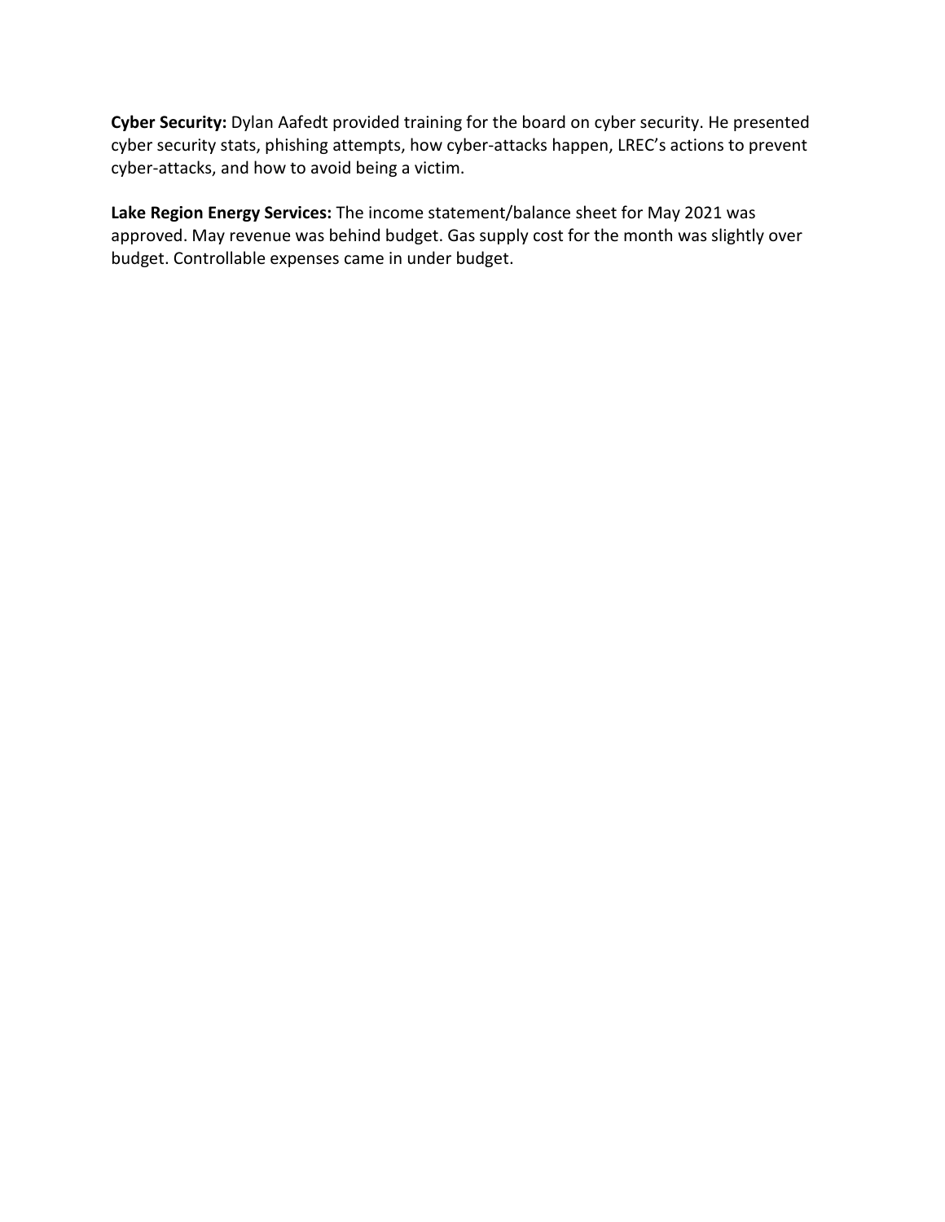**Cyber Security:** Dylan Aafedt provided training for the board on cyber security. He presented cyber security stats, phishing attempts, how cyber-attacks happen, LREC's actions to prevent cyber-attacks, and how to avoid being a victim.

**Lake Region Energy Services:** The income statement/balance sheet for May 2021 was approved. May revenue was behind budget. Gas supply cost for the month was slightly over budget. Controllable expenses came in under budget.